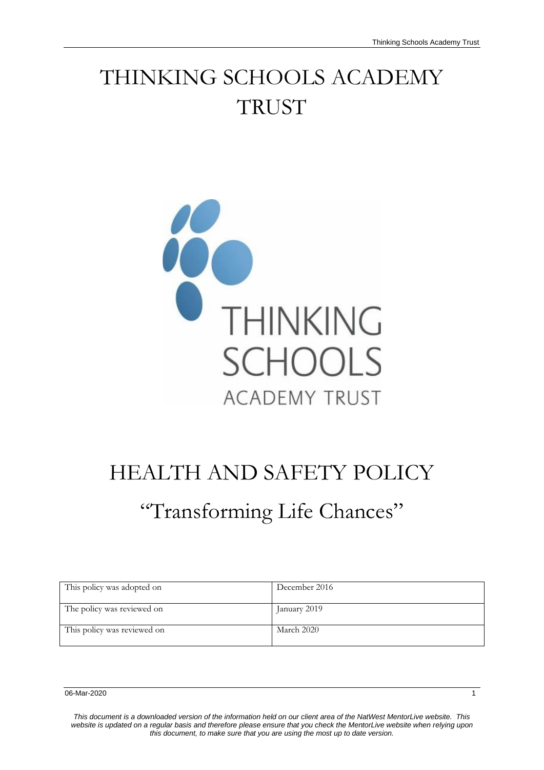# THINKING SCHOOLS ACADEMY TRUST

# HEALTH AND SAFETY POLICY

## "Transforming Life Chances"

| This policy was adopted on | December 2016 |
|---|---|
| The policy was reviewed on | January 2019 |
| This policy was reviewed on | March 2020 |

*This document is a downloaded version of the information held on our client area of the NatWest MentorLive website. This website is updated on a regular basis and therefore please ensure that you check the MentorLive website when relying upon this document, to make sure that you are using the most up to date version.*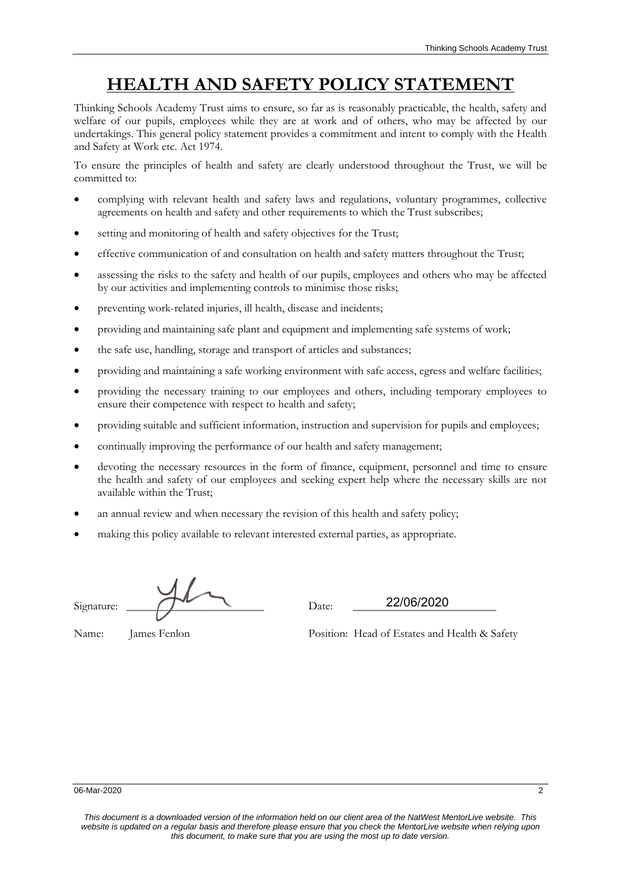# HEALTH AND SAFETY POLICY STATEMENT

Thinking Schools Academy Trust aims to ensure, so far as is reasonably practicable, the health, safety and welfare of our pupils, employees while they are at work and of others, who may be affected by our undertakings. This general policy statement provides a commitment and intent to comply with the Health and Safety at Work etc. Act 1974.

To ensure the principles of health and safety are clearly understood throughout the Trust, we will be committed to:

- complying with relevant health and safety laws and regulations, voluntary programmes, collective agreements on health and safety and other requirements to which the Trust subscribes;
- setting and monitoring of health and safety objectives for the Trust;
- effective communication of and consultation on health and safety matters throughout the Trust;
- assessing the risks to the safety and health of our pupils, employees and others who may be affected by our activities and implementing controls to minimise those risks;
- preventing work-related injuries, ill health, disease and incidents;
- providing and maintaining safe plant and equipment and implementing safe systems of work;
- the safe use, handling, storage and transport of articles and substances;
- providing and maintaining a safe working environment with safe access, egress and welfare facilities;
- providing the necessary training to our employees and others, including temporary employees to ensure their competence with respect to health and safety;
- providing suitable and sufficient information, instruction and supervision for pupils and employees;
- continually improving the performance of our health and safety management;
- devoting the necessary resources in the form of finance, equipment, personnel and time to ensure the health and safety of our employees and seeking expert help where the necessary skills are not available within the Trust;
- an annual review and when necessary the revision of this health and safety policy;
- making this policy available to relevant interested external parties, as appropriate.

Signature: [signature] Date: 22/06/2020

Name: James Fenlon Position: Head of Estates and Health & Safety

06-Mar-2020

*This document is a downloaded version of the information held on our client area of the NatWest MentorLive website. This website is updated on a regular basis and therefore please ensure that you check the MentorLive website when relying upon this document, to make sure that you are using the most up to date version.*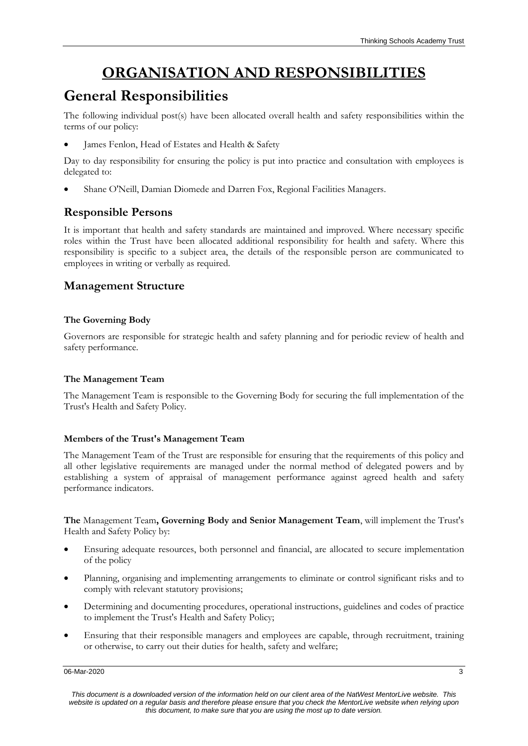# ORGANISATION AND RESPONSIBILITIES

## General Responsibilities

The following individual post(s) have been allocated overall health and safety responsibilities within the terms of our policy:

- James Fenlon, Head of Estates and Health & Safety

Day to day responsibility for ensuring the policy is put into practice and consultation with employees is delegated to:

- Shane O'Neill, Damian Diomede and Darren Fox, Regional Facilities Managers.

### Responsible Persons

It is important that health and safety standards are maintained and improved. Where necessary specific roles within the Trust have been allocated additional responsibility for health and safety. Where this responsibility is specific to a subject area, the details of the responsible person are communicated to employees in writing or verbally as required.

### Management Structure

**The Governing Body**

Governors are responsible for strategic health and safety planning and for periodic review of health and safety performance.

**The Management Team**

The Management Team is responsible to the Governing Body for securing the full implementation of the Trust's Health and Safety Policy.

**Members of the Trust's Management Team**

The Management Team of the Trust are responsible for ensuring that the requirements of this policy and all other legislative requirements are managed under the normal method of delegated powers and by establishing a system of appraisal of management performance against agreed health and safety performance indicators.

**The** Management Team**, Governing Body and Senior Management Team**, will implement the Trust's Health and Safety Policy by:

- Ensuring adequate resources, both personnel and financial, are allocated to secure implementation of the policy
- Planning, organising and implementing arrangements to eliminate or control significant risks and to comply with relevant statutory provisions;
- Determining and documenting procedures, operational instructions, guidelines and codes of practice to implement the Trust's Health and Safety Policy;
- Ensuring that their responsible managers and employees are capable, through recruitment, training or otherwise, to carry out their duties for health, safety and welfare;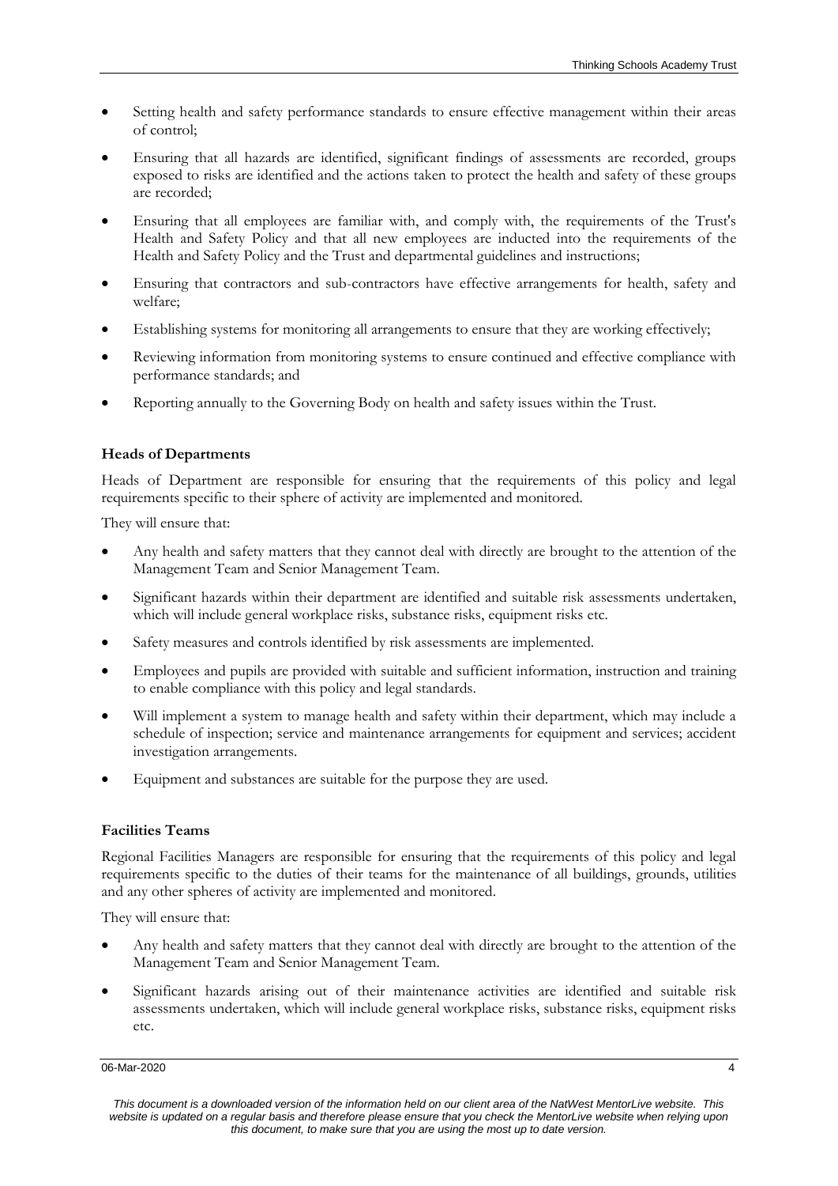- Setting health and safety performance standards to ensure effective management within their areas of control;
- Ensuring that all hazards are identified, significant findings of assessments are recorded, groups exposed to risks are identified and the actions taken to protect the health and safety of these groups are recorded;
- Ensuring that all employees are familiar with, and comply with, the requirements of the Trust's Health and Safety Policy and that all new employees are inducted into the requirements of the Health and Safety Policy and the Trust and departmental guidelines and instructions;
- Ensuring that contractors and sub-contractors have effective arrangements for health, safety and welfare;
- Establishing systems for monitoring all arrangements to ensure that they are working effectively;
- Reviewing information from monitoring systems to ensure continued and effective compliance with performance standards; and
- Reporting annually to the Governing Body on health and safety issues within the Trust.

**Heads of Departments**

Heads of Department are responsible for ensuring that the requirements of this policy and legal requirements specific to their sphere of activity are implemented and monitored.

They will ensure that:

- Any health and safety matters that they cannot deal with directly are brought to the attention of the Management Team and Senior Management Team.
- Significant hazards within their department are identified and suitable risk assessments undertaken, which will include general workplace risks, substance risks, equipment risks etc.
- Safety measures and controls identified by risk assessments are implemented.
- Employees and pupils are provided with suitable and sufficient information, instruction and training to enable compliance with this policy and legal standards.
- Will implement a system to manage health and safety within their department, which may include a schedule of inspection; service and maintenance arrangements for equipment and services; accident investigation arrangements.
- Equipment and substances are suitable for the purpose they are used.

**Facilities Teams**

Regional Facilities Managers are responsible for ensuring that the requirements of this policy and legal requirements specific to the duties of their teams for the maintenance of all buildings, grounds, utilities and any other spheres of activity are implemented and monitored.

They will ensure that:

- Any health and safety matters that they cannot deal with directly are brought to the attention of the Management Team and Senior Management Team.
- Significant hazards arising out of their maintenance activities are identified and suitable risk assessments undertaken, which will include general workplace risks, substance risks, equipment risks etc.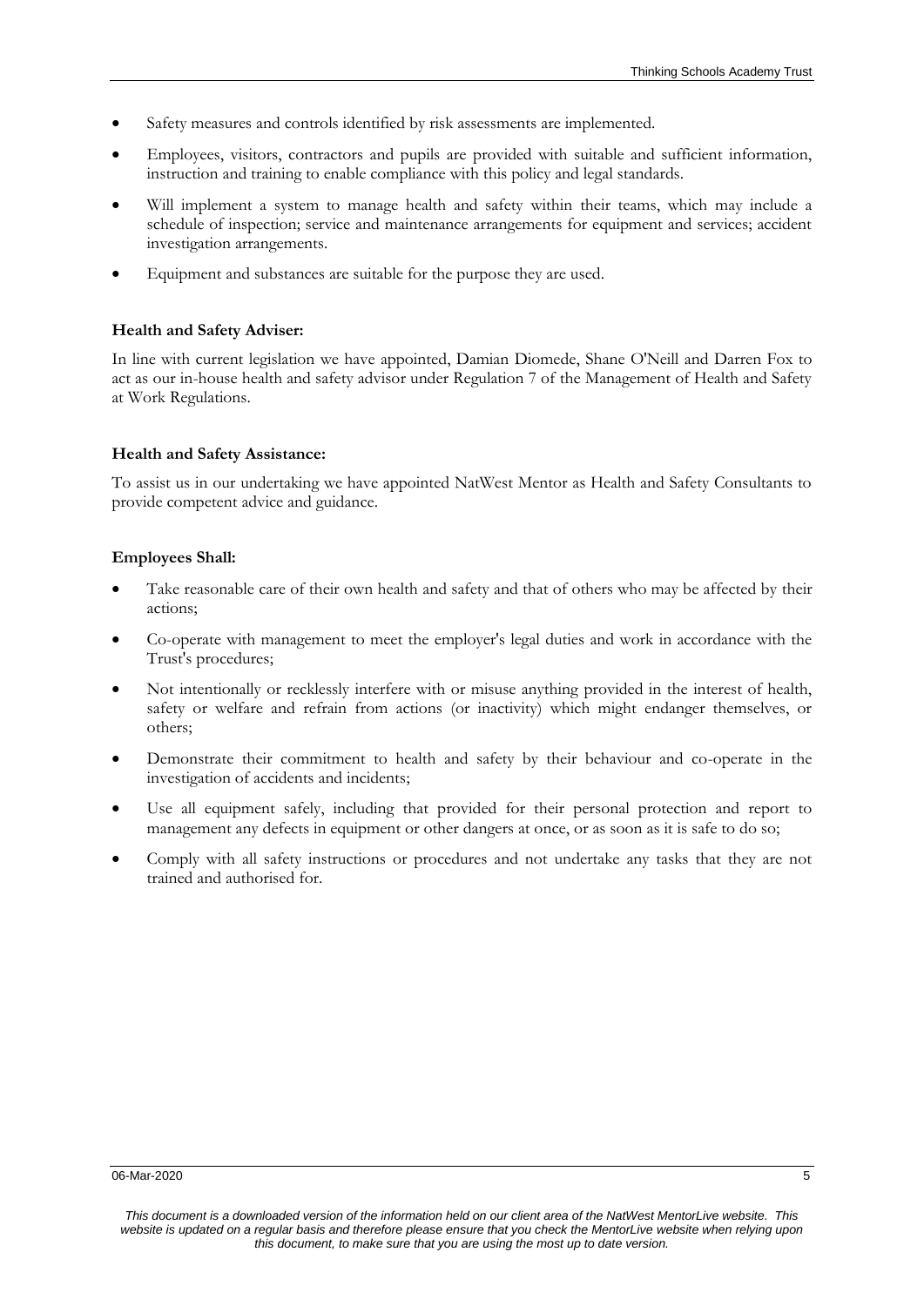- Safety measures and controls identified by risk assessments are implemented.
- Employees, visitors, contractors and pupils are provided with suitable and sufficient information, instruction and training to enable compliance with this policy and legal standards.
- Will implement a system to manage health and safety within their teams, which may include a schedule of inspection; service and maintenance arrangements for equipment and services; accident investigation arrangements.
- Equipment and substances are suitable for the purpose they are used.

**Health and Safety Adviser:**

In line with current legislation we have appointed, Damian Diomede, Shane O'Neill and Darren Fox to act as our in-house health and safety advisor under Regulation 7 of the Management of Health and Safety at Work Regulations.

**Health and Safety Assistance:**

To assist us in our undertaking we have appointed NatWest Mentor as Health and Safety Consultants to provide competent advice and guidance.

**Employees Shall:**

- Take reasonable care of their own health and safety and that of others who may be affected by their actions;
- Co-operate with management to meet the employer's legal duties and work in accordance with the Trust's procedures;
- Not intentionally or recklessly interfere with or misuse anything provided in the interest of health, safety or welfare and refrain from actions (or inactivity) which might endanger themselves, or others;
- Demonstrate their commitment to health and safety by their behaviour and co-operate in the investigation of accidents and incidents;
- Use all equipment safely, including that provided for their personal protection and report to management any defects in equipment or other dangers at once, or as soon as it is safe to do so;
- Comply with all safety instructions or procedures and not undertake any tasks that they are not trained and authorised for.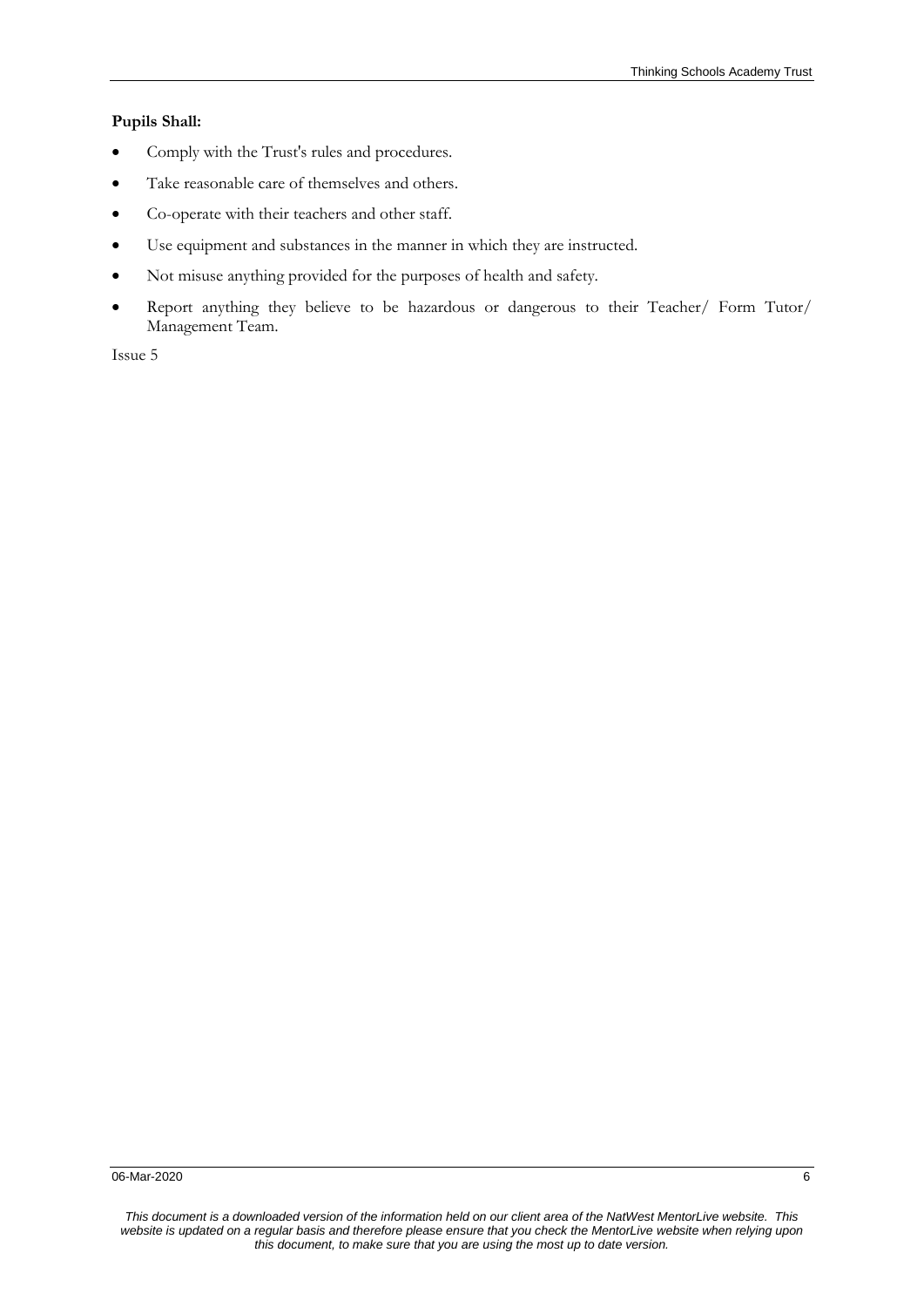**Pupils Shall:**

- Comply with the Trust's rules and procedures.
- Take reasonable care of themselves and others.
- Co-operate with their teachers and other staff.
- Use equipment and substances in the manner in which they are instructed.
- Not misuse anything provided for the purposes of health and safety.
- Report anything they believe to be hazardous or dangerous to their Teacher/ Form Tutor/ Management Team.

Issue 5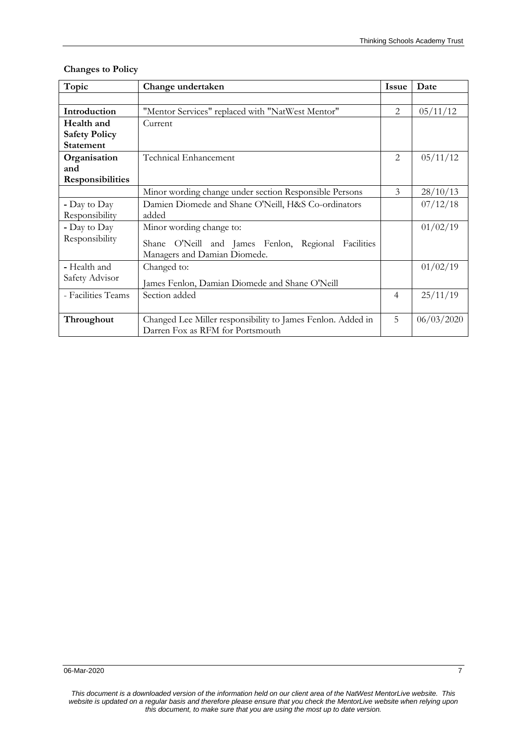**Changes to Policy**

| Topic | Change undertaken | Issue | Date |
|---|---|---|---|
| | | | |
| **Introduction** | "Mentor Services" replaced with "NatWest Mentor" | 2 | 05/11/12 |
| **Health and Safety Policy Statement** | Current | | |
| **Organisation and Responsibilities** | Technical Enhancement | 2 | 05/11/12 |
| | Minor wording change under section Responsible Persons | 3 | 28/10/13 |
| **-** Day to Day Responsibility | Damien Diomede and Shane O'Neill, H&S Co-ordinators added | | 07/12/18 |
| **-** Day to Day Responsibility | Minor wording change to: Shane O'Neill and James Fenlon, Regional Facilities Managers and Damian Diomede. | | 01/02/19 |
| **-** Health and Safety Advisor | Changed to: James Fenlon, Damian Diomede and Shane O'Neill | | 01/02/19 |
| - Facilities Teams | Section added | 4 | 25/11/19 |
| **Throughout** | Changed Lee Miller responsibility to James Fenlon. Added in Darren Fox as RFM for Portsmouth | 5 | 06/03/2020 |

*This document is a downloaded version of the information held on our client area of the NatWest MentorLive website. This website is updated on a regular basis and therefore please ensure that you check the MentorLive website when relying upon this document, to make sure that you are using the most up to date version.*